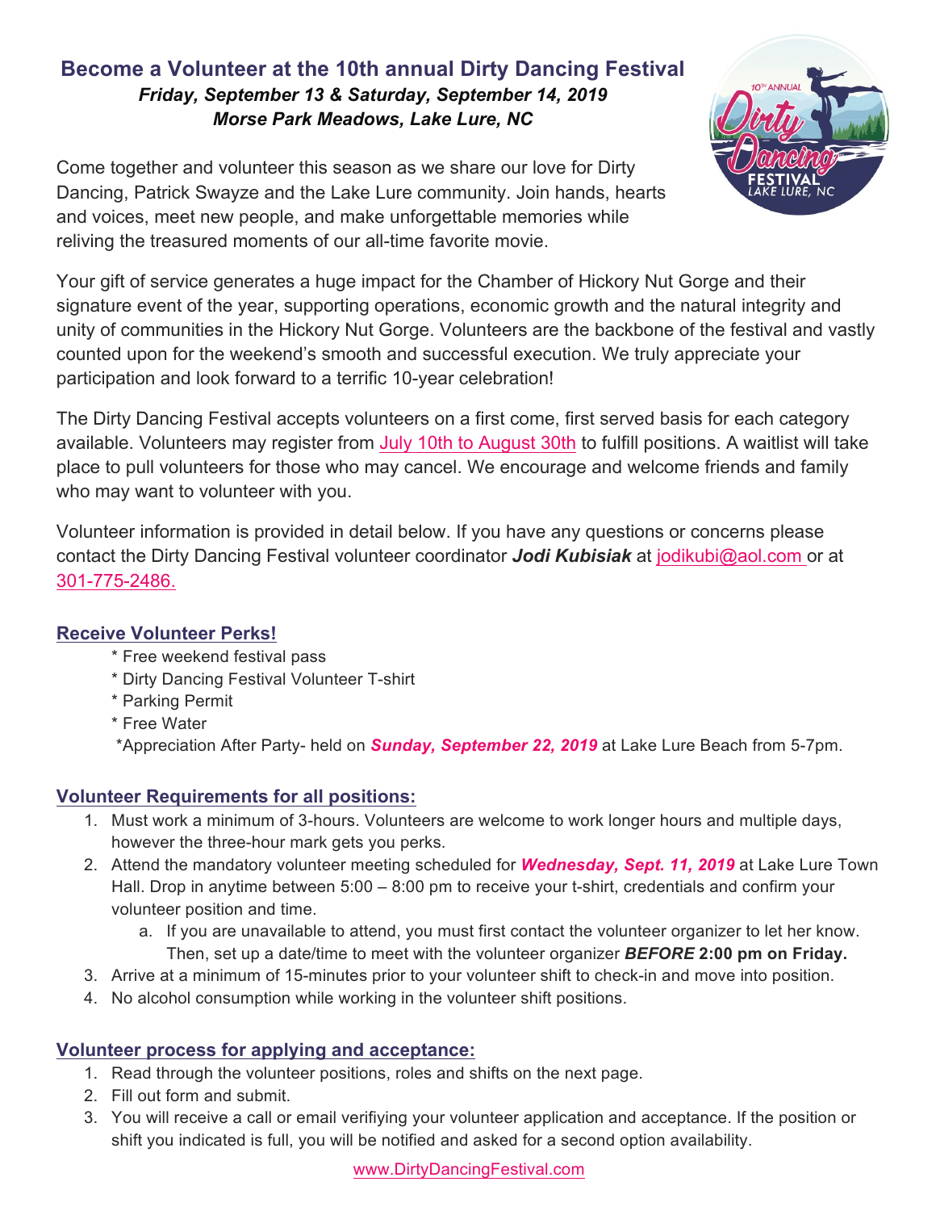# Become a Volunteer at the 10th annual Dirty Dancing Festival

***Friday, September 13 & Saturday, September 14, 2019***
***Morse Park Meadows, Lake Lure, NC***

Come together and volunteer this season as we share our love for Dirty Dancing, Patrick Swayze and the Lake Lure community. Join hands, hearts and voices, meet new people, and make unforgettable memories while reliving the treasured moments of our all-time favorite movie.

Your gift of service generates a huge impact for the Chamber of Hickory Nut Gorge and their signature event of the year, supporting operations, economic growth and the natural integrity and unity of communities in the Hickory Nut Gorge. Volunteers are the backbone of the festival and vastly counted upon for the weekend's smooth and successful execution. We truly appreciate your participation and look forward to a terrific 10-year celebration!

The Dirty Dancing Festival accepts volunteers on a first come, first served basis for each category available. Volunteers may register from July 10th to August 30th to fulfill positions. A waitlist will take place to pull volunteers for those who may cancel. We encourage and welcome friends and family who may want to volunteer with you.

Volunteer information is provided in detail below. If you have any questions or concerns please contact the Dirty Dancing Festival volunteer coordinator ***Jodi Kubisiak*** at jodikubi@aol.com or at 301-775-2486.

## Receive Volunteer Perks!

* Free weekend festival pass
* Dirty Dancing Festival Volunteer T-shirt
* Parking Permit
* Free Water
* Appreciation After Party- held on ***Sunday, September 22, 2019*** at Lake Lure Beach from 5-7pm.

## Volunteer Requirements for all positions:

1. Must work a minimum of 3-hours. Volunteers are welcome to work longer hours and multiple days, however the three-hour mark gets you perks.
2. Attend the mandatory volunteer meeting scheduled for ***Wednesday, Sept. 11, 2019*** at Lake Lure Town Hall. Drop in anytime between 5:00 – 8:00 pm to receive your t-shirt, credentials and confirm your volunteer position and time.
   a. If you are unavailable to attend, you must first contact the volunteer organizer to let her know. Then, set up a date/time to meet with the volunteer organizer ***BEFORE*** **2:00 pm on Friday.**
3. Arrive at a minimum of 15-minutes prior to your volunteer shift to check-in and move into position.
4. No alcohol consumption while working in the volunteer shift positions.

## Volunteer process for applying and acceptance:

1. Read through the volunteer positions, roles and shifts on the next page.
2. Fill out form and submit.
3. You will receive a call or email verifiying your volunteer application and acceptance. If the position or shift you indicated is full, you will be notified and asked for a second option availability.

www.DirtyDancingFestival.com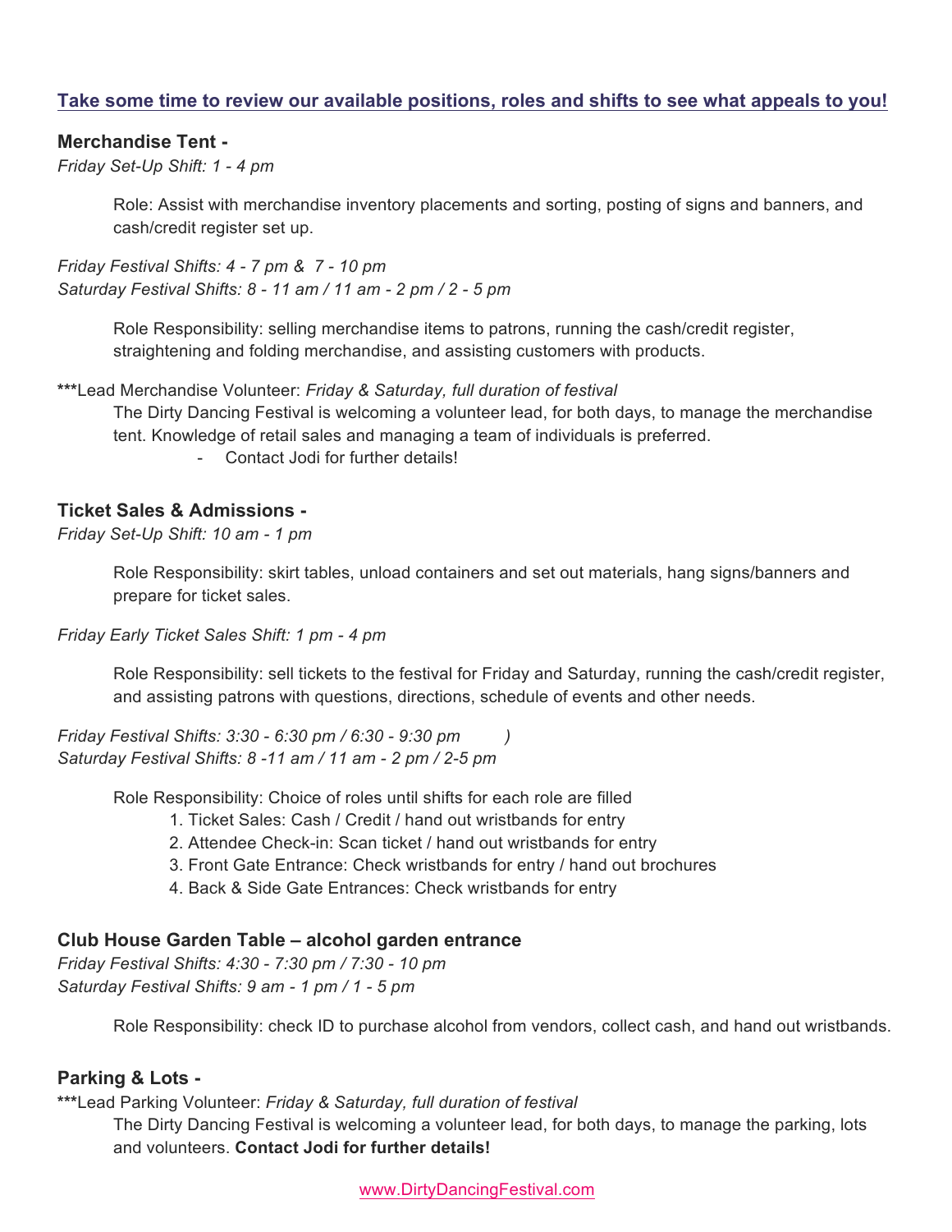**Take some time to review our available positions, roles and shifts to see what appeals to you!**

### Merchandise Tent -

*Friday Set-Up Shift: 1 - 4 pm*

Role: Assist with merchandise inventory placements and sorting, posting of signs and banners, and cash/credit register set up.

*Friday Festival Shifts: 4 - 7 pm & 7 - 10 pm*
*Saturday Festival Shifts: 8 - 11 am / 11 am - 2 pm / 2 - 5 pm*

Role Responsibility: selling merchandise items to patrons, running the cash/credit register, straightening and folding merchandise, and assisting customers with products.

**\*\*\***Lead Merchandise Volunteer: *Friday & Saturday, full duration of festival*

The Dirty Dancing Festival is welcoming a volunteer lead, for both days, to manage the merchandise tent. Knowledge of retail sales and managing a team of individuals is preferred.

- Contact Jodi for further details!

### Ticket Sales & Admissions -

*Friday Set-Up Shift: 10 am - 1 pm*

Role Responsibility: skirt tables, unload containers and set out materials, hang signs/banners and prepare for ticket sales.

*Friday Early Ticket Sales Shift: 1 pm - 4 pm*

Role Responsibility: sell tickets to the festival for Friday and Saturday, running the cash/credit register, and assisting patrons with questions, directions, schedule of events and other needs.

*Friday Festival Shifts: 3:30 - 6:30 pm / 6:30 - 9:30 pm )*
*Saturday Festival Shifts: 8 -11 am / 11 am - 2 pm / 2-5 pm*

Role Responsibility: Choice of roles until shifts for each role are filled

1. Ticket Sales: Cash / Credit / hand out wristbands for entry
2. Attendee Check-in: Scan ticket / hand out wristbands for entry
3. Front Gate Entrance: Check wristbands for entry / hand out brochures
4. Back & Side Gate Entrances: Check wristbands for entry

### Club House Garden Table – alcohol garden entrance

*Friday Festival Shifts: 4:30 - 7:30 pm / 7:30 - 10 pm*
*Saturday Festival Shifts: 9 am - 1 pm / 1 - 5 pm*

Role Responsibility: check ID to purchase alcohol from vendors, collect cash, and hand out wristbands.

### Parking & Lots -

**\*\*\***Lead Parking Volunteer: *Friday & Saturday, full duration of festival*

The Dirty Dancing Festival is welcoming a volunteer lead, for both days, to manage the parking, lots and volunteers. **Contact Jodi for further details!**

www.DirtyDancingFestival.com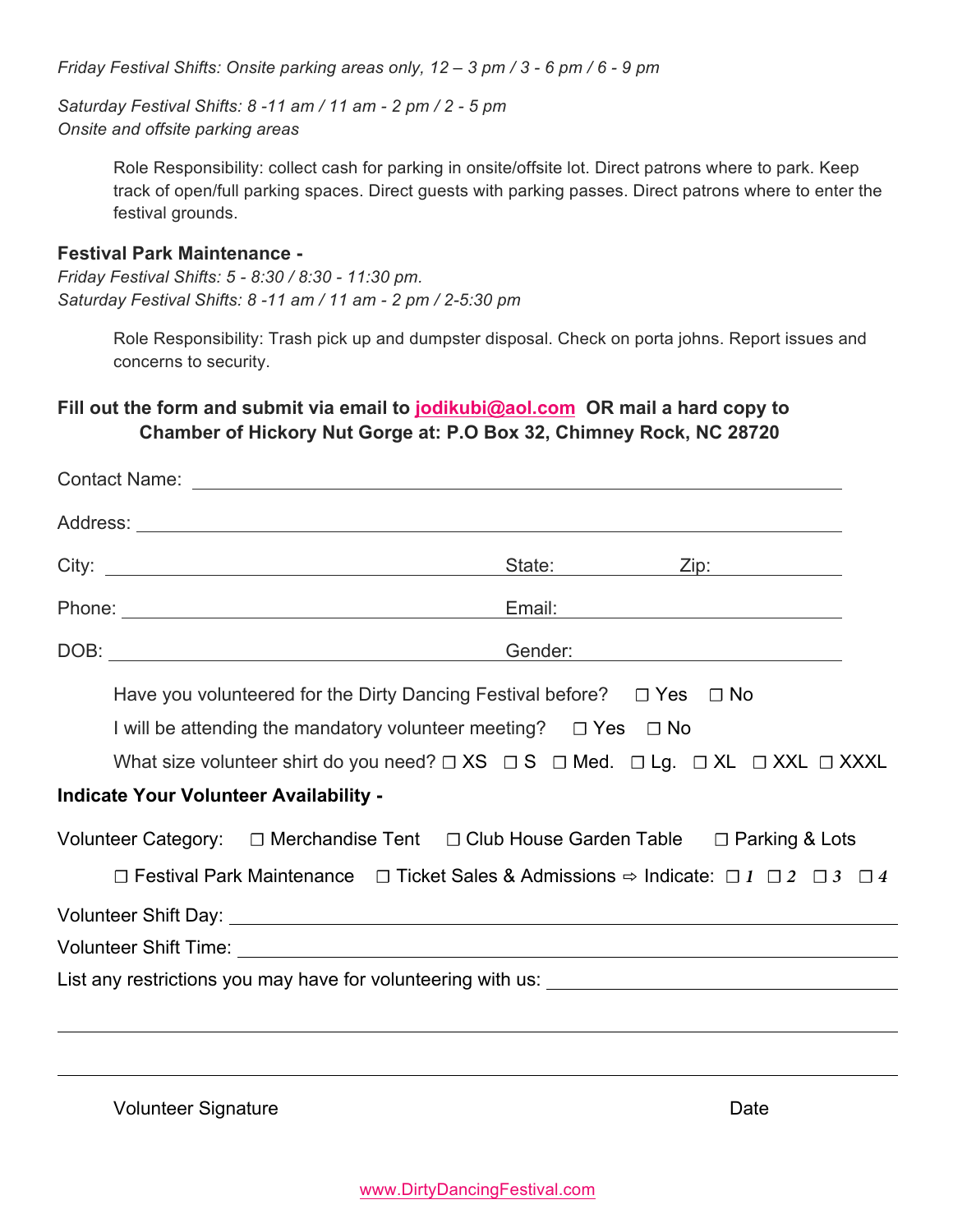*Friday Festival Shifts: Onsite parking areas only, 12 – 3 pm / 3 - 6 pm / 6 - 9 pm*

*Saturday Festival Shifts: 8 -11 am / 11 am - 2 pm / 2 - 5 pm*
*Onsite and offsite parking areas*

> Role Responsibility: collect cash for parking in onsite/offsite lot. Direct patrons where to park. Keep track of open/full parking spaces. Direct guests with parking passes. Direct patrons where to enter the festival grounds.

**Festival Park Maintenance -**
*Friday Festival Shifts: 5 - 8:30 / 8:30 - 11:30 pm.*
*Saturday Festival Shifts: 8 -11 am / 11 am - 2 pm / 2-5:30 pm*

> Role Responsibility: Trash pick up and dumpster disposal. Check on porta johns. Report issues and concerns to security.

**Fill out the form and submit via email to jodikubi@aol.com OR mail a hard copy to Chamber of Hickory Nut Gorge at: P.O Box 32, Chimney Rock, NC 28720**

Contact Name: ______________________________________________

Address: ______________________________________________

City: ____________________ State: __________ Zip: __________

Phone: ____________________ Email: ____________________

DOB: ____________________ Gender: ____________________

Have you volunteered for the Dirty Dancing Festival before? ☐ Yes ☐ No

I will be attending the mandatory volunteer meeting? ☐ Yes ☐ No

What size volunteer shirt do you need? ☐ XS ☐ S ☐ Med. ☐ Lg. ☐ XL ☐ XXL ☐ XXXL

**Indicate Your Volunteer Availability -**

Volunteer Category: ☐ Merchandise Tent ☐ Club House Garden Table ☐ Parking & Lots

☐ Festival Park Maintenance ☐ Ticket Sales & Admissions ⇨ Indicate: ☐ *1* ☐ *2* ☐ *3* ☐ *4*

Volunteer Shift Day: ______________________________________________

Volunteer Shift Time: ______________________________________________

List any restrictions you may have for volunteering with us: ____________________

______________________________________________

______________________________________________

Volunteer Signature Date

www.DirtyDancingFestival.com